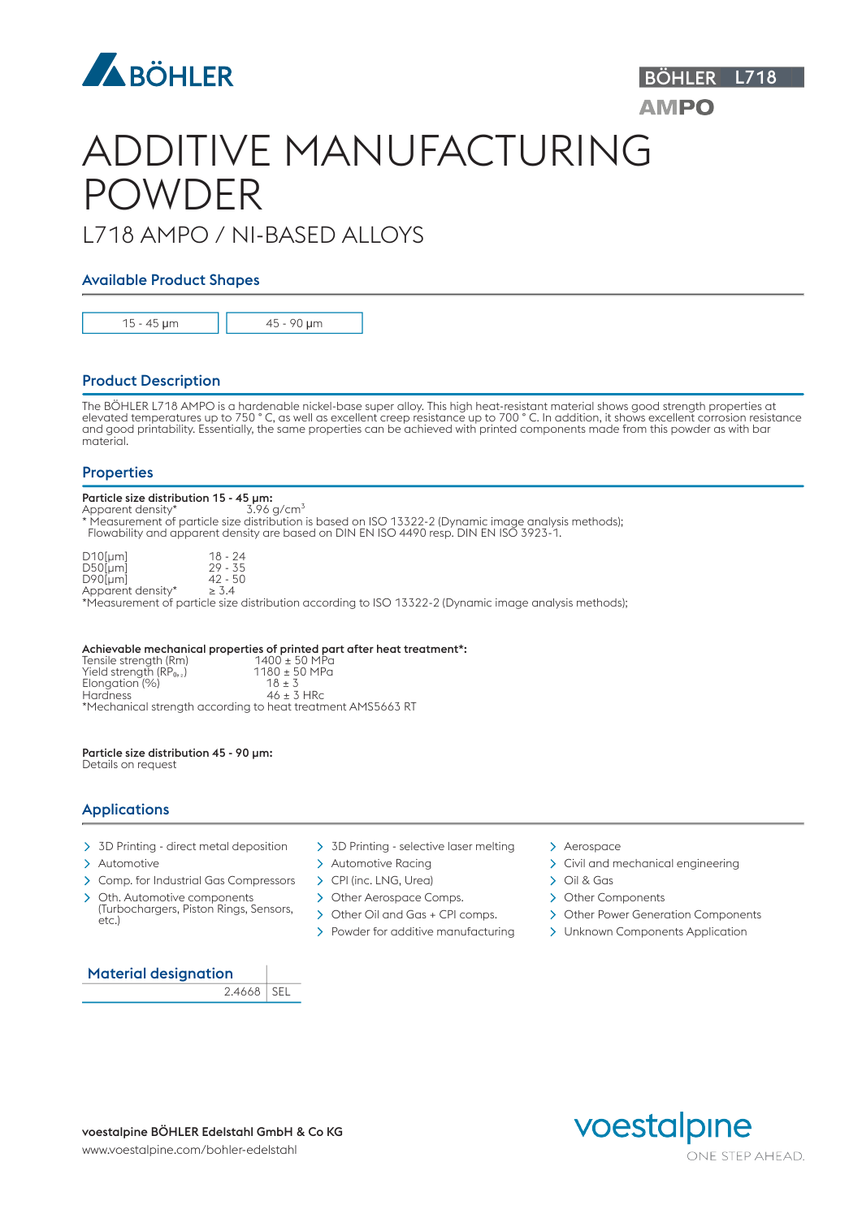BÖHLER L718

AMPO

# ADDITIVE MANUFACTURING POWDER

## L718 AMPO / NI-BASED ALLOYS

### Available Product Shapes

| 15 - 45 µm | 45 - 90 µm |
|---|---|

### Product Description

The BÖHLER L718 AMPO is a hardenable nickel-base super alloy. This high heat-resistant material shows good strength properties at elevated temperatures up to 750 ° C, as well as excellent creep resistance up to 700 ° C. In addition, it shows excellent corrosion resistance and good printability. Essentially, the same properties can be achieved with printed components made from this powder as with bar material.

### Properties

**Particle size distribution 15 - 45 µm:**

Apparent density* 3.96 g/cm³

\* Measurement of particle size distribution is based on ISO 13322-2 (Dynamic image analysis methods); Flowability and apparent density are based on DIN EN ISO 4490 resp. DIN EN ISO 3923-1.

| | |
|---|---|
| D10[µm] | 18 - 24 |
| D50[µm] | 29 - 35 |
| D90[µm] | 42 - 50 |
| Apparent density* | ≥ 3.4 |

*Measurement of particle size distribution according to ISO 13322-2 (Dynamic image analysis methods);

**Achievable mechanical properties of printed part after heat treatment*:**

| | |
|---|---|
| Tensile strength (Rm) | 1400 ± 50 MPa |
| Yield strength ($RP_{0,2}$) | 1180 ± 50 MPa |
| Elongation (%) | 18 ± 3 |
| Hardness | 46 ± 3 HRc |

*Mechanical strength according to heat treatment AMS5663 RT

**Particle size distribution 45 - 90 µm:**

Details on request

### Applications

- 3D Printing - direct metal deposition
- Automotive
- Comp. for Industrial Gas Compressors
- Oth. Automotive components (Turbochargers, Piston Rings, Sensors, etc.)
- 3D Printing - selective laser melting
- Automotive Racing
- CPI (inc. LNG, Urea)
- Other Aerospace Comps.
- Other Oil and Gas + CPI comps.
- Powder for additive manufacturing
- Aerospace
- Civil and mechanical engineering
- Oil & Gas
- Other Components
- Other Power Generation Components
- Unknown Components Application

### Material designation

| | |
|---|---|
| 2.4668 | SEL |

**voestalpine BÖHLER Edelstahl GmbH & Co KG**

www.voestalpine.com/bohler-edelstahl

voestalpine ONE STEP AHEAD.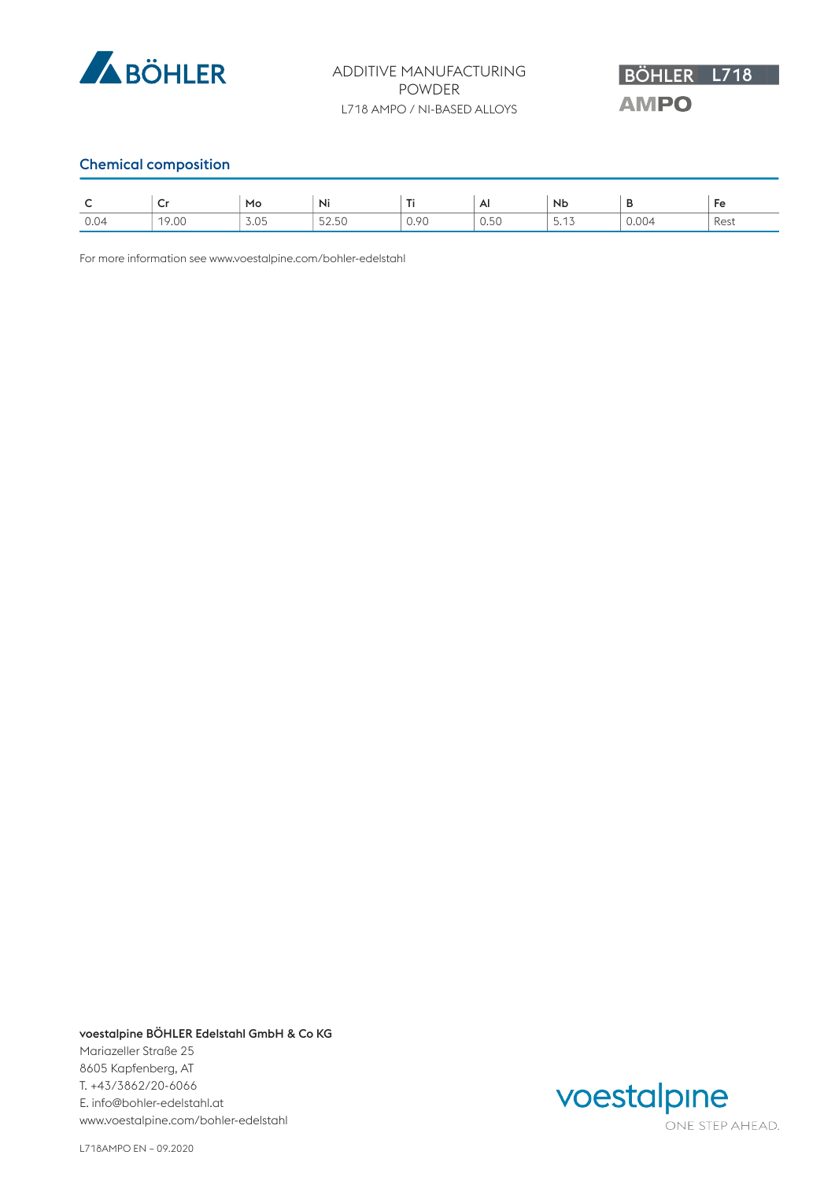## Chemical composition

| C | Cr | Mo | Ni | Ti | Al | Nb | B | Fe |
|---|---|---|---|---|---|---|---|---|
| 0.04 | 19.00 | 3.05 | 52.50 | 0.90 | 0.50 | 5.13 | 0.004 | Rest |

For more information see www.voestalpine.com/bohler-edelstahl

**voestalpine BÖHLER Edelstahl GmbH & Co KG**
Mariazeller Straße 25
8605 Kapfenberg, AT
T. +43/3862/20-6066
E. info@bohler-edelstahl.at
www.voestalpine.com/bohler-edelstahl

voestalpine
ONE STEP AHEAD.

L718AMPO EN – 09.2020